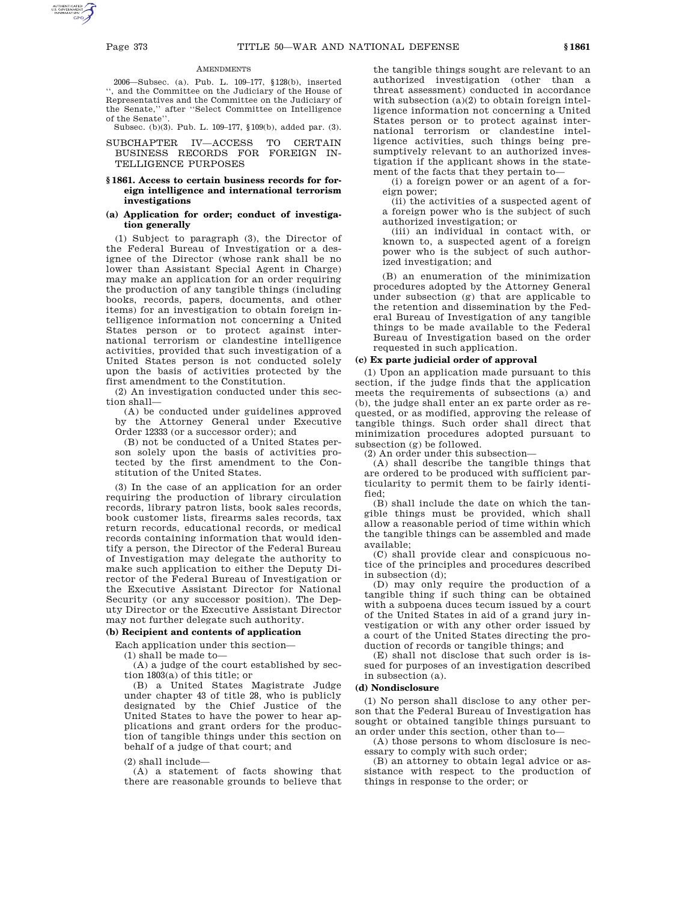AMENDMENTS

2006—Subsec. (a). Pub. L. 109–177, §128(b), inserted '', and the Committee on the Judiciary of the House of Representatives and the Committee on the Judiciary of the Senate,'' after ''Select Committee on Intelligence of the Senate''.

Subsec. (b)(3). Pub. L. 109–177, §109(b), added par. (3).

## SUBCHAPTER IV—ACCESS TO CERTAIN BUSINESS RECORDS FOR FOREIGN INTELLIGENCE PURPOSES

### § 1861. Access to certain business records for foreign intelligence and international terrorism investigations

#### (a) Application for order; conduct of investigation generally

(1) Subject to paragraph (3), the Director of the Federal Bureau of Investigation or a designee of the Director (whose rank shall be no lower than Assistant Special Agent in Charge) may make an application for an order requiring the production of any tangible things (including books, records, papers, documents, and other items) for an investigation to obtain foreign intelligence information not concerning a United States person or to protect against international terrorism or clandestine intelligence activities, provided that such investigation of a United States person is not conducted solely upon the basis of activities protected by the first amendment to the Constitution.

(2) An investigation conducted under this section shall—

(A) be conducted under guidelines approved by the Attorney General under Executive Order 12333 (or a successor order); and

(B) not be conducted of a United States person solely upon the basis of activities protected by the first amendment to the Constitution of the United States.

(3) In the case of an application for an order requiring the production of library circulation records, library patron lists, book sales records, book customer lists, firearms sales records, tax return records, educational records, or medical records containing information that would identify a person, the Director of the Federal Bureau of Investigation may delegate the authority to make such application to either the Deputy Director of the Federal Bureau of Investigation or the Executive Assistant Director for National Security (or any successor position). The Deputy Director or the Executive Assistant Director may not further delegate such authority.

#### (b) Recipient and contents of application

Each application under this section—

(1) shall be made to—

(A) a judge of the court established by section 1803(a) of this title; or

(B) a United States Magistrate Judge under chapter 43 of title 28, who is publicly designated by the Chief Justice of the United States to have the power to hear applications and grant orders for the production of tangible things under this section on behalf of a judge of that court; and

(2) shall include—

(A) a statement of facts showing that there are reasonable grounds to believe that the tangible things sought are relevant to an authorized investigation (other than a threat assessment) conducted in accordance with subsection (a)(2) to obtain foreign intelligence information not concerning a United States person or to protect against international terrorism or clandestine intelligence activities, such things being presumptively relevant to an authorized investigation if the applicant shows in the statement of the facts that they pertain to—

(i) a foreign power or an agent of a foreign power;

(ii) the activities of a suspected agent of a foreign power who is the subject of such authorized investigation; or

(iii) an individual in contact with, or known to, a suspected agent of a foreign power who is the subject of such authorized investigation; and

(B) an enumeration of the minimization procedures adopted by the Attorney General under subsection (g) that are applicable to the retention and dissemination by the Federal Bureau of Investigation of any tangible things to be made available to the Federal Bureau of Investigation based on the order requested in such application.

#### (c) Ex parte judicial order of approval

(1) Upon an application made pursuant to this section, if the judge finds that the application meets the requirements of subsections (a) and (b), the judge shall enter an ex parte order as requested, or as modified, approving the release of tangible things. Such order shall direct that minimization procedures adopted pursuant to subsection (g) be followed.

(2) An order under this subsection—

(A) shall describe the tangible things that are ordered to be produced with sufficient particularity to permit them to be fairly identified;

(B) shall include the date on which the tangible things must be provided, which shall allow a reasonable period of time within which the tangible things can be assembled and made available;

(C) shall provide clear and conspicuous notice of the principles and procedures described in subsection (d);

(D) may only require the production of a tangible thing if such thing can be obtained with a subpoena duces tecum issued by a court of the United States in aid of a grand jury investigation or with any other order issued by a court of the United States directing the production of records or tangible things; and

(E) shall not disclose that such order is issued for purposes of an investigation described in subsection (a).

#### (d) Nondisclosure

(1) No person shall disclose to any other person that the Federal Bureau of Investigation has sought or obtained tangible things pursuant to an order under this section, other than to—

(A) those persons to whom disclosure is necessary to comply with such order;

(B) an attorney to obtain legal advice or assistance with respect to the production of things in response to the order; or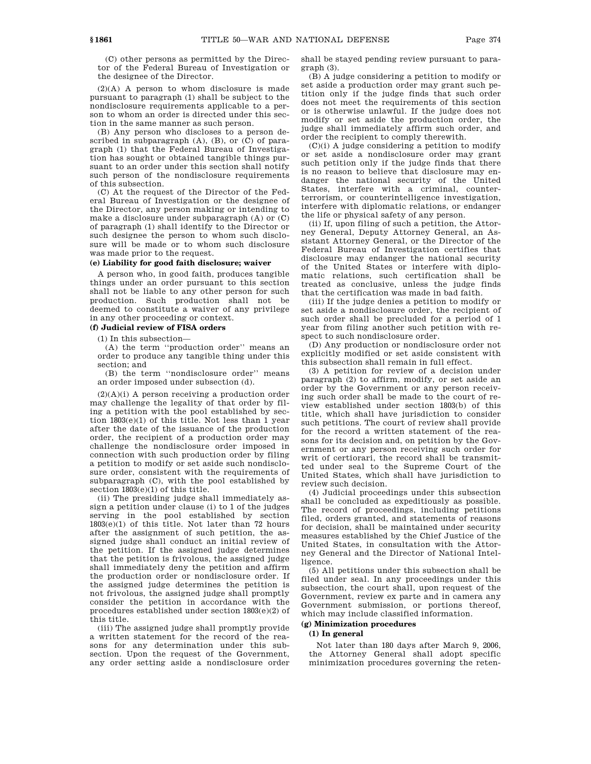(C) other persons as permitted by the Director of the Federal Bureau of Investigation or the designee of the Director.

(2)(A) A person to whom disclosure is made pursuant to paragraph (1) shall be subject to the nondisclosure requirements applicable to a person to whom an order is directed under this section in the same manner as such person.

(B) Any person who discloses to a person described in subparagraph (A), (B), or (C) of paragraph (1) that the Federal Bureau of Investigation has sought or obtained tangible things pursuant to an order under this section shall notify such person of the nondisclosure requirements of this subsection.

(C) At the request of the Director of the Federal Bureau of Investigation or the designee of the Director, any person making or intending to make a disclosure under subparagraph (A) or (C) of paragraph (1) shall identify to the Director or such designee the person to whom such disclosure will be made or to whom such disclosure was made prior to the request.

**(e) Liability for good faith disclosure; waiver**

A person who, in good faith, produces tangible things under an order pursuant to this section shall not be liable to any other person for such production. Such production shall not be deemed to constitute a waiver of any privilege in any other proceeding or context.

**(f) Judicial review of FISA orders**

(1) In this subsection—

(A) the term "production order" means an order to produce any tangible thing under this section; and

(B) the term "nondisclosure order" means an order imposed under subsection (d).

(2)(A)(i) A person receiving a production order may challenge the legality of that order by filing a petition with the pool established by section 1803(e)(1) of this title. Not less than 1 year after the date of the issuance of the production order, the recipient of a production order may challenge the nondisclosure order imposed in connection with such production order by filing a petition to modify or set aside such nondisclosure order, consistent with the requirements of subparagraph (C), with the pool established by section 1803(e)(1) of this title.

(ii) The presiding judge shall immediately assign a petition under clause (i) to 1 of the judges serving in the pool established by section 1803(e)(1) of this title. Not later than 72 hours after the assignment of such petition, the assigned judge shall conduct an initial review of the petition. If the assigned judge determines that the petition is frivolous, the assigned judge shall immediately deny the petition and affirm the production order or nondisclosure order. If the assigned judge determines the petition is not frivolous, the assigned judge shall promptly consider the petition in accordance with the procedures established under section 1803(e)(2) of this title.

(iii) The assigned judge shall promptly provide a written statement for the record of the reasons for any determination under this subsection. Upon the request of the Government, any order setting aside a nondisclosure order shall be stayed pending review pursuant to paragraph (3).

(B) A judge considering a petition to modify or set aside a production order may grant such petition only if the judge finds that such order does not meet the requirements of this section or is otherwise unlawful. If the judge does not modify or set aside the production order, the judge shall immediately affirm such order, and order the recipient to comply therewith.

(C)(i) A judge considering a petition to modify or set aside a nondisclosure order may grant such petition only if the judge finds that there is no reason to believe that disclosure may endanger the national security of the United States, interfere with a criminal, counterterrorism, or counterintelligence investigation, interfere with diplomatic relations, or endanger the life or physical safety of any person.

(ii) If, upon filing of such a petition, the Attorney General, Deputy Attorney General, an Assistant Attorney General, or the Director of the Federal Bureau of Investigation certifies that disclosure may endanger the national security of the United States or interfere with diplomatic relations, such certification shall be treated as conclusive, unless the judge finds that the certification was made in bad faith.

(iii) If the judge denies a petition to modify or set aside a nondisclosure order, the recipient of such order shall be precluded for a period of 1 year from filing another such petition with respect to such nondisclosure order.

(D) Any production or nondisclosure order not explicitly modified or set aside consistent with this subsection shall remain in full effect.

(3) A petition for review of a decision under paragraph (2) to affirm, modify, or set aside an order by the Government or any person receiving such order shall be made to the court of review established under section 1803(b) of this title, which shall have jurisdiction to consider such petitions. The court of review shall provide for the record a written statement of the reasons for its decision and, on petition by the Government or any person receiving such order for writ of certiorari, the record shall be transmitted under seal to the Supreme Court of the United States, which shall have jurisdiction to review such decision.

(4) Judicial proceedings under this subsection shall be concluded as expeditiously as possible. The record of proceedings, including petitions filed, orders granted, and statements of reasons for decision, shall be maintained under security measures established by the Chief Justice of the United States, in consultation with the Attorney General and the Director of National Intelligence.

(5) All petitions under this subsection shall be filed under seal. In any proceedings under this subsection, the court shall, upon request of the Government, review ex parte and in camera any Government submission, or portions thereof, which may include classified information.

**(g) Minimization procedures**

**(1) In general**

Not later than 180 days after March 9, 2006, the Attorney General shall adopt specific minimization procedures governing the reten-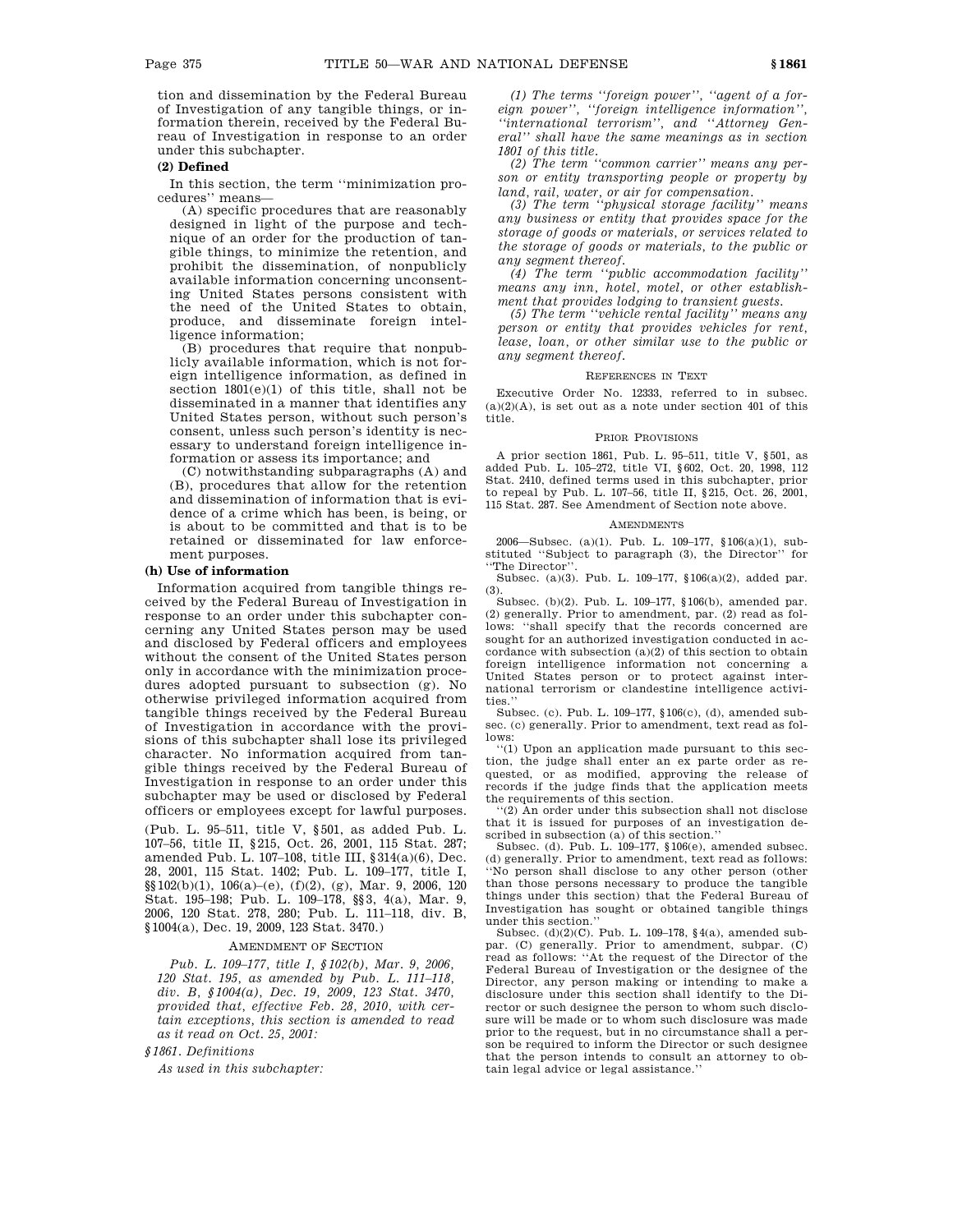tion and dissemination by the Federal Bureau of Investigation of any tangible things, or information therein, received by the Federal Bureau of Investigation in response to an order under this subchapter.

**(2) Defined**

In this section, the term ''minimization procedures'' means—

(A) specific procedures that are reasonably designed in light of the purpose and technique of an order for the production of tangible things, to minimize the retention, and prohibit the dissemination, of nonpublicly available information concerning unconsenting United States persons consistent with the need of the United States to obtain, produce, and disseminate foreign intelligence information;

(B) procedures that require that nonpublicly available information, which is not foreign intelligence information, as defined in section 1801(e)(1) of this title, shall not be disseminated in a manner that identifies any United States person, without such person's consent, unless such person's identity is necessary to understand foreign intelligence information or assess its importance; and

(C) notwithstanding subparagraphs (A) and (B), procedures that allow for the retention and dissemination of information that is evidence of a crime which has been, is being, or is about to be committed and that is to be retained or disseminated for law enforcement purposes.

**(h) Use of information**

Information acquired from tangible things received by the Federal Bureau of Investigation in response to an order under this subchapter concerning any United States person may be used and disclosed by Federal officers and employees without the consent of the United States person only in accordance with the minimization procedures adopted pursuant to subsection (g). No otherwise privileged information acquired from tangible things received by the Federal Bureau of Investigation in accordance with the provisions of this subchapter shall lose its privileged character. No information acquired from tangible things received by the Federal Bureau of Investigation in response to an order under this subchapter may be used or disclosed by Federal officers or employees except for lawful purposes.

(Pub. L. 95–511, title V, §501, as added Pub. L. 107–56, title II, §215, Oct. 26, 2001, 115 Stat. 287; amended Pub. L. 107–108, title III, §314(a)(6), Dec. 28, 2001, 115 Stat. 1402; Pub. L. 109–177, title I, §§102(b)(1), 106(a)–(e), (f)(2), (g), Mar. 9, 2006, 120 Stat. 195–198; Pub. L. 109–178, §§3, 4(a), Mar. 9, 2006, 120 Stat. 278, 280; Pub. L. 111–118, div. B, §1004(a), Dec. 19, 2009, 123 Stat. 3470.)

AMENDMENT OF SECTION

*Pub. L. 109–177, title I, §102(b), Mar. 9, 2006, 120 Stat. 195, as amended by Pub. L. 111–118, div. B, §1004(a), Dec. 19, 2009, 123 Stat. 3470, provided that, effective Feb. 28, 2010, with certain exceptions, this section is amended to read as it read on Oct. 25, 2001:*

*§1861. Definitions*

*As used in this subchapter:*

*(1) The terms ''foreign power'', ''agent of a foreign power'', ''foreign intelligence information'', ''international terrorism'', and ''Attorney General'' shall have the same meanings as in section 1801 of this title.*

*(2) The term ''common carrier'' means any person or entity transporting people or property by land, rail, water, or air for compensation.*

*(3) The term ''physical storage facility'' means any business or entity that provides space for the storage of goods or materials, or services related to the storage of goods or materials, to the public or any segment thereof.*

*(4) The term ''public accommodation facility'' means any inn, hotel, motel, or other establishment that provides lodging to transient guests.*

*(5) The term ''vehicle rental facility'' means any person or entity that provides vehicles for rent, lease, loan, or other similar use to the public or any segment thereof.*

REFERENCES IN TEXT

Executive Order No. 12333, referred to in subsec. (a)(2)(A), is set out as a note under section 401 of this title.

PRIOR PROVISIONS

A prior section 1861, Pub. L. 95–511, title V, §501, as added Pub. L. 105–272, title VI, §602, Oct. 20, 1998, 112 Stat. 2410, defined terms used in this subchapter, prior to repeal by Pub. L. 107–56, title II, §215, Oct. 26, 2001, 115 Stat. 287. See Amendment of Section note above.

AMENDMENTS

2006—Subsec. (a)(1). Pub. L. 109–177, §106(a)(1), substituted ''Subject to paragraph (3), the Director'' for ''The Director''.

Subsec. (a)(3). Pub. L. 109–177, §106(a)(2), added par. (3).

Subsec. (b)(2). Pub. L. 109–177, §106(b), amended par. (2) generally. Prior to amendment, par. (2) read as follows: ''shall specify that the records concerned are sought for an authorized investigation conducted in accordance with subsection (a)(2) of this section to obtain foreign intelligence information not concerning a United States person or to protect against international terrorism or clandestine intelligence activities.''

Subsec. (c). Pub. L. 109–177, §106(c), (d), amended subsec. (c) generally. Prior to amendment, text read as follows:

''(1) Upon an application made pursuant to this section, the judge shall enter an ex parte order as requested, or as modified, approving the release of records if the judge finds that the application meets the requirements of this section.

''(2) An order under this subsection shall not disclose that it is issued for purposes of an investigation described in subsection (a) of this section.''

Subsec. (d). Pub. L. 109–177, §106(e), amended subsec. (d) generally. Prior to amendment, text read as follows: ''No person shall disclose to any other person (other than those persons necessary to produce the tangible things under this section) that the Federal Bureau of Investigation has sought or obtained tangible things under this section.''

Subsec. (d)(2)(C). Pub. L. 109–178, §4(a), amended subpar. (C) generally. Prior to amendment, subpar. (C) read as follows: ''At the request of the Director of the Federal Bureau of Investigation or the designee of the Director, any person making or intending to make a disclosure under this section shall identify to the Director or such designee the person to whom such disclosure will be made or to whom such disclosure was made prior to the request, but in no circumstance shall a person be required to inform the Director or such designee that the person intends to consult an attorney to obtain legal advice or legal assistance.''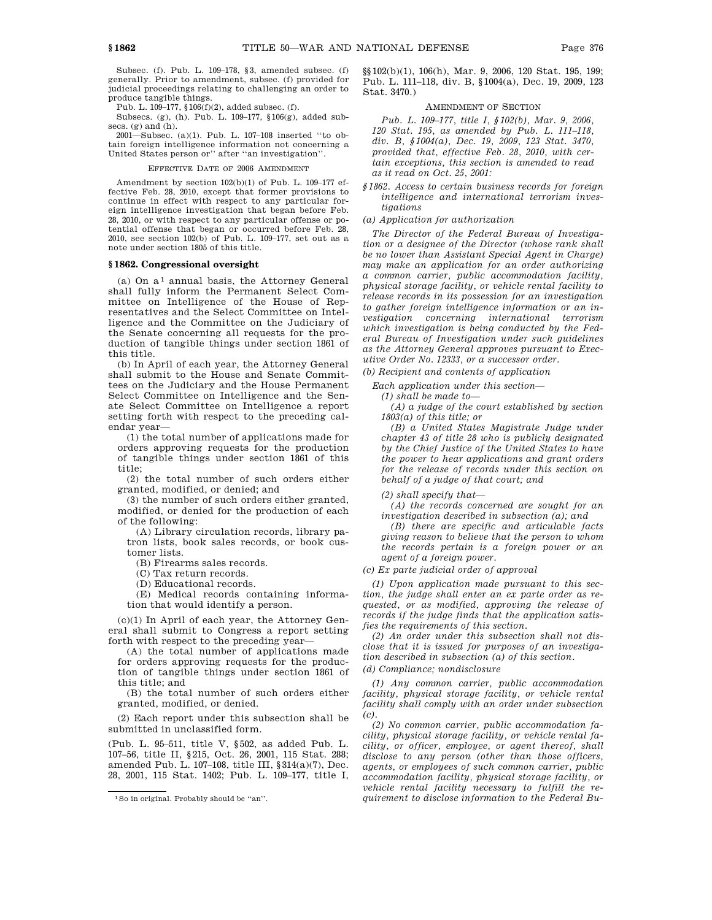Subsec. (f). Pub. L. 109–178, §3, amended subsec. (f) generally. Prior to amendment, subsec. (f) provided for judicial proceedings relating to challenging an order to produce tangible things.

Pub. L. 109–177, §106(f)(2), added subsec. (f).

Subsecs. (g), (h). Pub. L. 109–177, §106(g), added subsecs. (g) and (h).

2001—Subsec. (a)(1). Pub. L. 107–108 inserted "to obtain foreign intelligence information not concerning a United States person or" after "an investigation".

EFFECTIVE DATE OF 2006 AMENDMENT

Amendment by section 102(b)(1) of Pub. L. 109–177 effective Feb. 28, 2010, except that former provisions to continue in effect with respect to any particular foreign intelligence investigation that began before Feb. 28, 2010, or with respect to any particular offense or potential offense that began or occurred before Feb. 28, 2010, see section 102(b) of Pub. L. 109–177, set out as a note under section 1805 of this title.

## § 1862. Congressional oversight

(a) On a[1] annual basis, the Attorney General shall fully inform the Permanent Select Committee on Intelligence of the House of Representatives and the Select Committee on Intelligence and the Committee on the Judiciary of the Senate concerning all requests for the production of tangible things under section 1861 of this title.

(b) In April of each year, the Attorney General shall submit to the House and Senate Committees on the Judiciary and the House Permanent Select Committee on Intelligence and the Senate Select Committee on Intelligence a report setting forth with respect to the preceding calendar year—

(1) the total number of applications made for orders approving requests for the production of tangible things under section 1861 of this title;

(2) the total number of such orders either granted, modified, or denied; and

(3) the number of such orders either granted, modified, or denied for the production of each of the following:

(A) Library circulation records, library patron lists, book sales records, or book customer lists.

(B) Firearms sales records.

(C) Tax return records.

(D) Educational records.

(E) Medical records containing information that would identify a person.

(c)(1) In April of each year, the Attorney General shall submit to Congress a report setting forth with respect to the preceding year—

(A) the total number of applications made for orders approving requests for the production of tangible things under section 1861 of this title; and

(B) the total number of such orders either granted, modified, or denied.

(2) Each report under this subsection shall be submitted in unclassified form.

(Pub. L. 95–511, title V, §502, as added Pub. L. 107–56, title II, §215, Oct. 26, 2001, 115 Stat. 288; amended Pub. L. 107–108, title III, §314(a)(7), Dec. 28, 2001, 115 Stat. 1402; Pub. L. 109–177, title I, §§102(b)(1), 106(h), Mar. 9, 2006, 120 Stat. 195, 199; Pub. L. 111–118, div. B, §1004(a), Dec. 19, 2009, 123 Stat. 3470.)

[1] So in original. Probably should be "an".

AMENDMENT OF SECTION

*Pub. L. 109–177, title I, §102(b), Mar. 9, 2006, 120 Stat. 195, as amended by Pub. L. 111–118, div. B, §1004(a), Dec. 19, 2009, 123 Stat. 3470, provided that, effective Feb. 28, 2010, with certain exceptions, this section is amended to read as it read on Oct. 25, 2001:*

*§1862. Access to certain business records for foreign intelligence and international terrorism investigations*

*(a) Application for authorization*

*The Director of the Federal Bureau of Investigation or a designee of the Director (whose rank shall be no lower than Assistant Special Agent in Charge) may make an application for an order authorizing a common carrier, public accommodation facility, physical storage facility, or vehicle rental facility to release records in its possession for an investigation to gather foreign intelligence information or an investigation concerning international terrorism which investigation is being conducted by the Federal Bureau of Investigation under such guidelines as the Attorney General approves pursuant to Executive Order No. 12333, or a successor order.*

*(b) Recipient and contents of application*

*Each application under this section—*

*(1) shall be made to—*

*(A) a judge of the court established by section 1803(a) of this title; or*

*(B) a United States Magistrate Judge under chapter 43 of title 28 who is publicly designated by the Chief Justice of the United States to have the power to hear applications and grant orders for the release of records under this section on behalf of a judge of that court; and*

*(2) shall specify that—*

*(A) the records concerned are sought for an investigation described in subsection (a); and*

*(B) there are specific and articulable facts giving reason to believe that the person to whom the records pertain is a foreign power or an agent of a foreign power.*

*(c) Ex parte judicial order of approval*

*(1) Upon application made pursuant to this section, the judge shall enter an ex parte order as requested, or as modified, approving the release of records if the judge finds that the application satisfies the requirements of this section.*

*(2) An order under this subsection shall not disclose that it is issued for purposes of an investigation described in subsection (a) of this section.*

*(d) Compliance; nondisclosure*

*(1) Any common carrier, public accommodation facility, physical storage facility, or vehicle rental facility shall comply with an order under subsection (c).*

*(2) No common carrier, public accommodation facility, physical storage facility, or vehicle rental facility, or officer, employee, or agent thereof, shall disclose to any person (other than those officers, agents, or employees of such common carrier, public accommodation facility, physical storage facility, or vehicle rental facility necessary to fulfill the requirement to disclose information to the Federal Bu-*